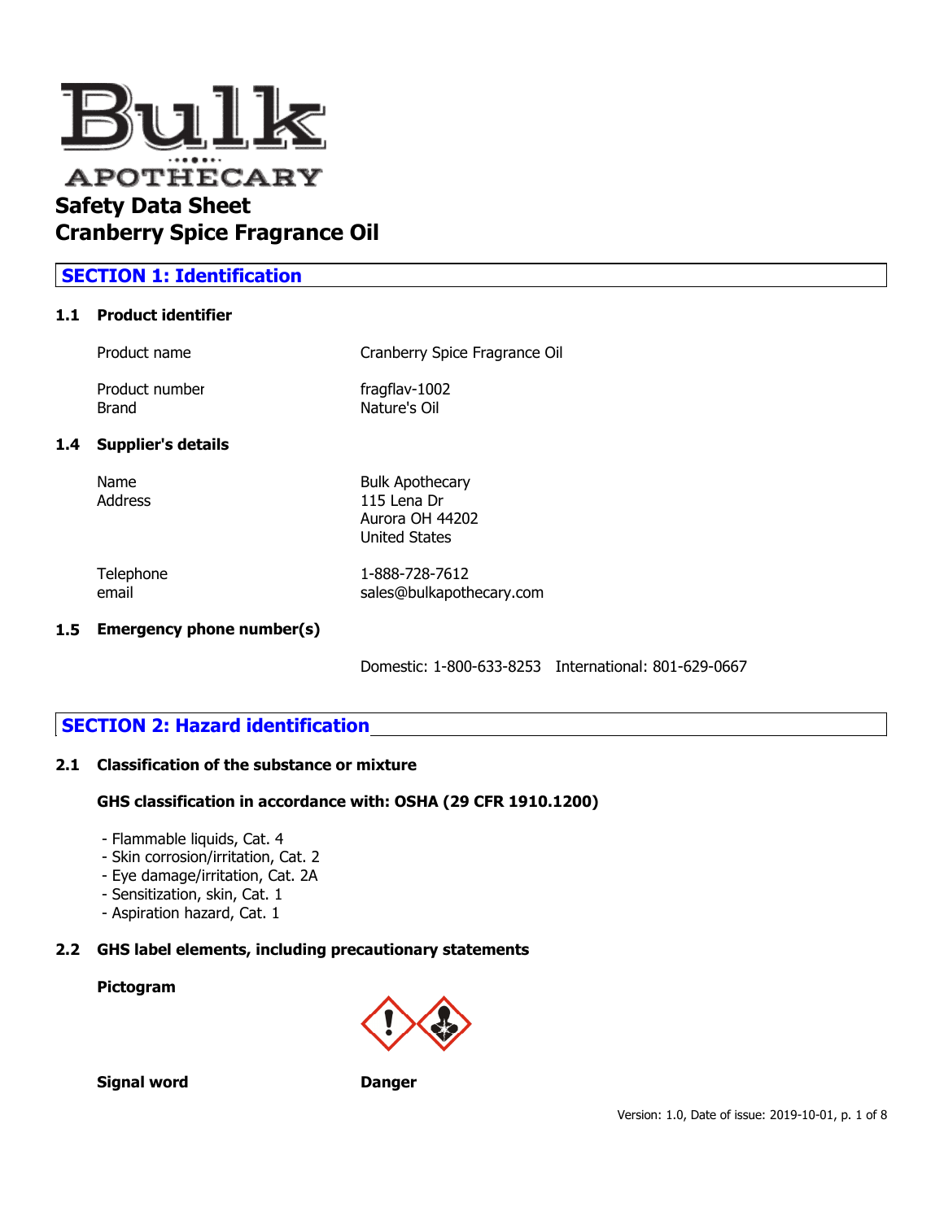Bulk APOTHECARY

# Safety Data Sheet
# Cranberry Spice Fragrance Oil

## SECTION 1: Identification

### 1.1 Product identifier

| | |
|---|---|
| Product name | Cranberry Spice Fragrance Oil |
| Product number | fragflav-1002 |
| Brand | Nature's Oil |

### 1.4 Supplier's details

| | |
|---|---|
| Name | Bulk Apothecary |
| Address | 115 Lena Dr<br>Aurora OH 44202<br>United States |
| Telephone | 1-888-728-7612 |
| email | sales@bulkapothecary.com |

### 1.5 Emergency phone number(s)

Domestic: 1-800-633-8253 International: 801-629-0667

## SECTION 2: Hazard identification

### 2.1 Classification of the substance or mixture

**GHS classification in accordance with: OSHA (29 CFR 1910.1200)**

- Flammable liquids, Cat. 4
- Skin corrosion/irritation, Cat. 2
- Eye damage/irritation, Cat. 2A
- Sensitization, skin, Cat. 1
- Aspiration hazard, Cat. 1

### 2.2 GHS label elements, including precautionary statements

**Pictogram**

**Signal word** **Danger**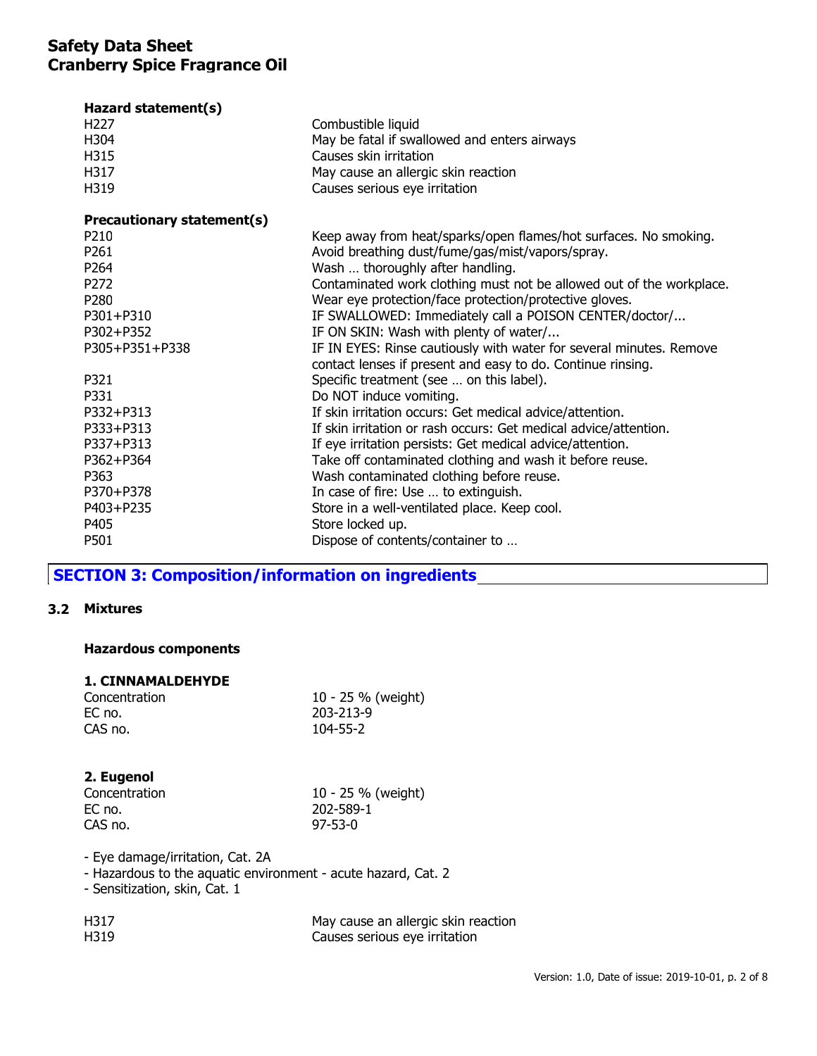**Hazard statement(s)**

| | |
|---|---|
| H227 | Combustible liquid |
| H304 | May be fatal if swallowed and enters airways |
| H315 | Causes skin irritation |
| H317 | May cause an allergic skin reaction |
| H319 | Causes serious eye irritation |

**Precautionary statement(s)**

| | |
|---|---|
| P210 | Keep away from heat/sparks/open flames/hot surfaces. No smoking. |
| P261 | Avoid breathing dust/fume/gas/mist/vapors/spray. |
| P264 | Wash … thoroughly after handling. |
| P272 | Contaminated work clothing must not be allowed out of the workplace. |
| P280 | Wear eye protection/face protection/protective gloves. |
| P301+P310 | IF SWALLOWED: Immediately call a POISON CENTER/doctor/... |
| P302+P352 | IF ON SKIN: Wash with plenty of water/... |
| P305+P351+P338 | IF IN EYES: Rinse cautiously with water for several minutes. Remove contact lenses if present and easy to do. Continue rinsing. |
| P321 | Specific treatment (see … on this label). |
| P331 | Do NOT induce vomiting. |
| P332+P313 | If skin irritation occurs: Get medical advice/attention. |
| P333+P313 | If skin irritation or rash occurs: Get medical advice/attention. |
| P337+P313 | If eye irritation persists: Get medical advice/attention. |
| P362+P364 | Take off contaminated clothing and wash it before reuse. |
| P363 | Wash contaminated clothing before reuse. |
| P370+P378 | In case of fire: Use … to extinguish. |
| P403+P235 | Store in a well-ventilated place. Keep cool. |
| P405 | Store locked up. |
| P501 | Dispose of contents/container to … |

## SECTION 3: Composition/information on ingredients

### 3.2 Mixtures

**Hazardous components**

**1. CINNAMALDEHYDE**

| | |
|---|---|
| Concentration | 10 - 25 % (weight) |
| EC no. | 203-213-9 |
| CAS no. | 104-55-2 |

**2. Eugenol**

| | |
|---|---|
| Concentration | 10 - 25 % (weight) |
| EC no. | 202-589-1 |
| CAS no. | 97-53-0 |

- Eye damage/irritation, Cat. 2A
- Hazardous to the aquatic environment - acute hazard, Cat. 2
- Sensitization, skin, Cat. 1

| | |
|---|---|
| H317 | May cause an allergic skin reaction |
| H319 | Causes serious eye irritation |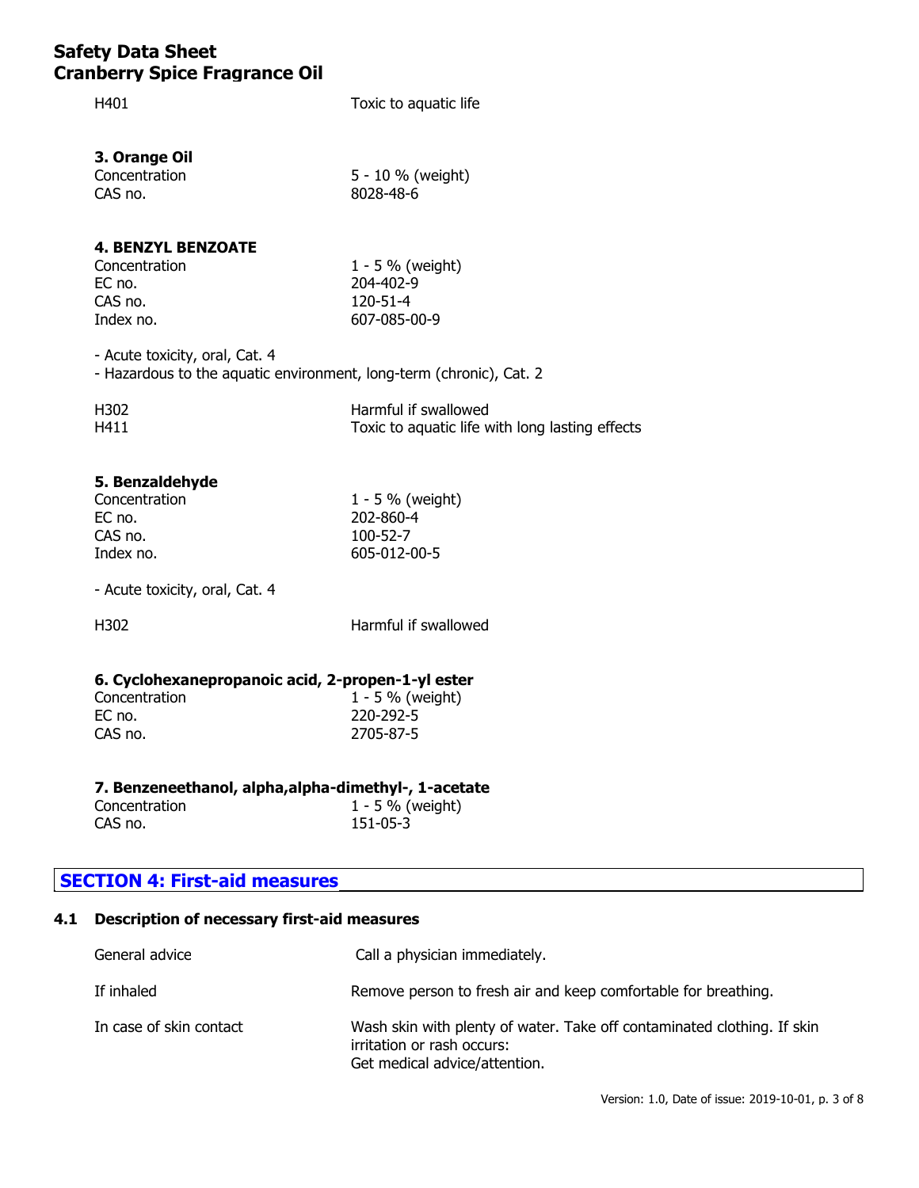| | |
|---|---|
| H401 | Toxic to aquatic life |

### 3. Orange Oil

| | |
|---|---|
| Concentration | 5 - 10 % (weight) |
| CAS no. | 8028-48-6 |

### 4. BENZYL BENZOATE

| | |
|---|---|
| Concentration | 1 - 5 % (weight) |
| EC no. | 204-402-9 |
| CAS no. | 120-51-4 |
| Index no. | 607-085-00-9 |

- Acute toxicity, oral, Cat. 4
- Hazardous to the aquatic environment, long-term (chronic), Cat. 2

| | |
|---|---|
| H302 | Harmful if swallowed |
| H411 | Toxic to aquatic life with long lasting effects |

### 5. Benzaldehyde

| | |
|---|---|
| Concentration | 1 - 5 % (weight) |
| EC no. | 202-860-4 |
| CAS no. | 100-52-7 |
| Index no. | 605-012-00-5 |

- Acute toxicity, oral, Cat. 4

| | |
|---|---|
| H302 | Harmful if swallowed |

### 6. Cyclohexanepropanoic acid, 2-propen-1-yl ester

| | |
|---|---|
| Concentration | 1 - 5 % (weight) |
| EC no. | 220-292-5 |
| CAS no. | 2705-87-5 |

### 7. Benzeneethanol, alpha,alpha-dimethyl-, 1-acetate

| | |
|---|---|
| Concentration | 1 - 5 % (weight) |
| CAS no. | 151-05-3 |

## SECTION 4: First-aid measures

### 4.1 Description of necessary first-aid measures

| | |
|---|---|
| General advice | Call a physician immediately. |
| If inhaled | Remove person to fresh air and keep comfortable for breathing. |
| In case of skin contact | Wash skin with plenty of water. Take off contaminated clothing. If skin irritation or rash occurs: Get medical advice/attention. |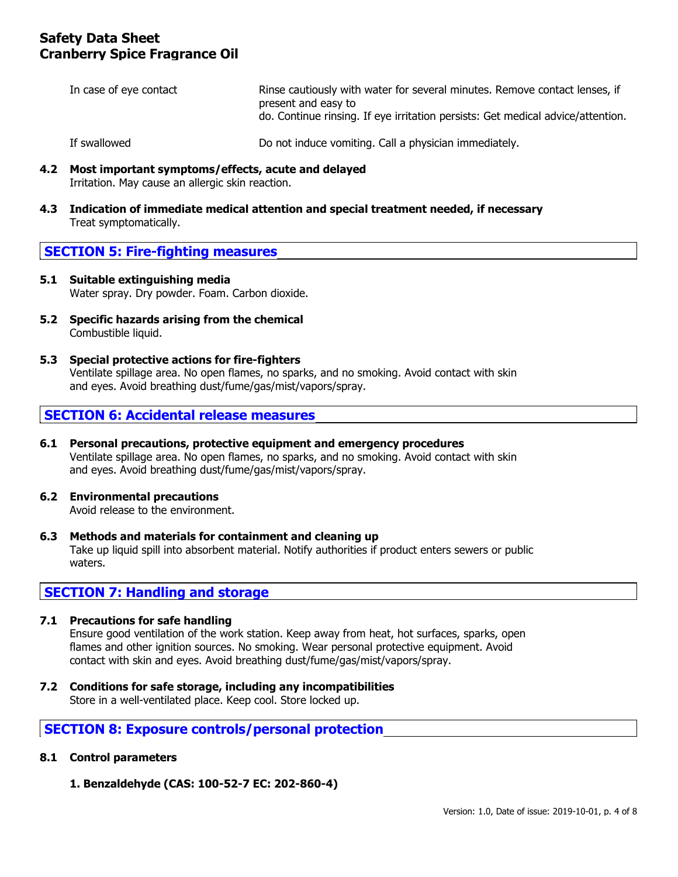| | |
|---|---|
| In case of eye contact | Rinse cautiously with water for several minutes. Remove contact lenses, if present and easy to do. Continue rinsing. If eye irritation persists: Get medical advice/attention. |
| If swallowed | Do not induce vomiting. Call a physician immediately. |

### 4.2 Most important symptoms/effects, acute and delayed

Irritation. May cause an allergic skin reaction.

### 4.3 Indication of immediate medical attention and special treatment needed, if necessary

Treat symptomatically.

## SECTION 5: Fire-fighting measures

### 5.1 Suitable extinguishing media

Water spray. Dry powder. Foam. Carbon dioxide.

### 5.2 Specific hazards arising from the chemical

Combustible liquid.

### 5.3 Special protective actions for fire-fighters

Ventilate spillage area. No open flames, no sparks, and no smoking. Avoid contact with skin and eyes. Avoid breathing dust/fume/gas/mist/vapors/spray.

## SECTION 6: Accidental release measures

### 6.1 Personal precautions, protective equipment and emergency procedures

Ventilate spillage area. No open flames, no sparks, and no smoking. Avoid contact with skin and eyes. Avoid breathing dust/fume/gas/mist/vapors/spray.

### 6.2 Environmental precautions

Avoid release to the environment.

### 6.3 Methods and materials for containment and cleaning up

Take up liquid spill into absorbent material. Notify authorities if product enters sewers or public waters.

## SECTION 7: Handling and storage

### 7.1 Precautions for safe handling

Ensure good ventilation of the work station. Keep away from heat, hot surfaces, sparks, open flames and other ignition sources. No smoking. Wear personal protective equipment. Avoid contact with skin and eyes. Avoid breathing dust/fume/gas/mist/vapors/spray.

### 7.2 Conditions for safe storage, including any incompatibilities

Store in a well-ventilated place. Keep cool. Store locked up.

## SECTION 8: Exposure controls/personal protection

### 8.1 Control parameters

**1. Benzaldehyde (CAS: 100-52-7 EC: 202-860-4)**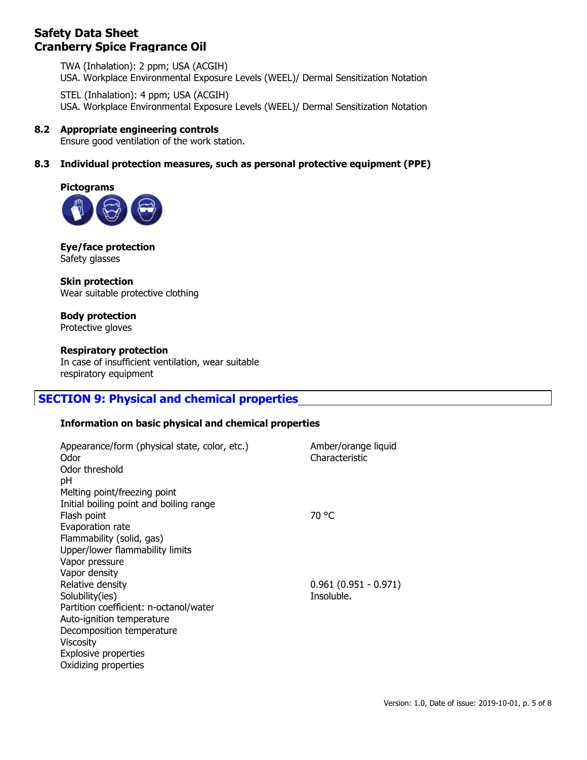TWA (Inhalation): 2 ppm; USA (ACGIH)
USA. Workplace Environmental Exposure Levels (WEEL)/ Dermal Sensitization Notation

STEL (Inhalation): 4 ppm; USA (ACGIH)
USA. Workplace Environmental Exposure Levels (WEEL)/ Dermal Sensitization Notation

### 8.2 Appropriate engineering controls

Ensure good ventilation of the work station.

### 8.3 Individual protection measures, such as personal protective equipment (PPE)

**Pictograms**

**Eye/face protection**
Safety glasses

**Skin protection**
Wear suitable protective clothing

**Body protection**
Protective gloves

**Respiratory protection**
In case of insufficient ventilation, wear suitable respiratory equipment

## SECTION 9: Physical and chemical properties

**Information on basic physical and chemical properties**

| Property | Value |
|---|---|
| Appearance/form (physical state, color, etc.) | Amber/orange liquid |
| Odor | Characteristic |
| Odor threshold | |
| pH | |
| Melting point/freezing point | |
| Initial boiling point and boiling range | |
| Flash point | 70 °C |
| Evaporation rate | |
| Flammability (solid, gas) | |
| Upper/lower flammability limits | |
| Vapor pressure | |
| Vapor density | |
| Relative density | 0.961 (0.951 - 0.971) |
| Solubility(ies) | Insoluble. |
| Partition coefficient: n-octanol/water | |
| Auto-ignition temperature | |
| Decomposition temperature | |
| Viscosity | |
| Explosive properties | |
| Oxidizing properties | |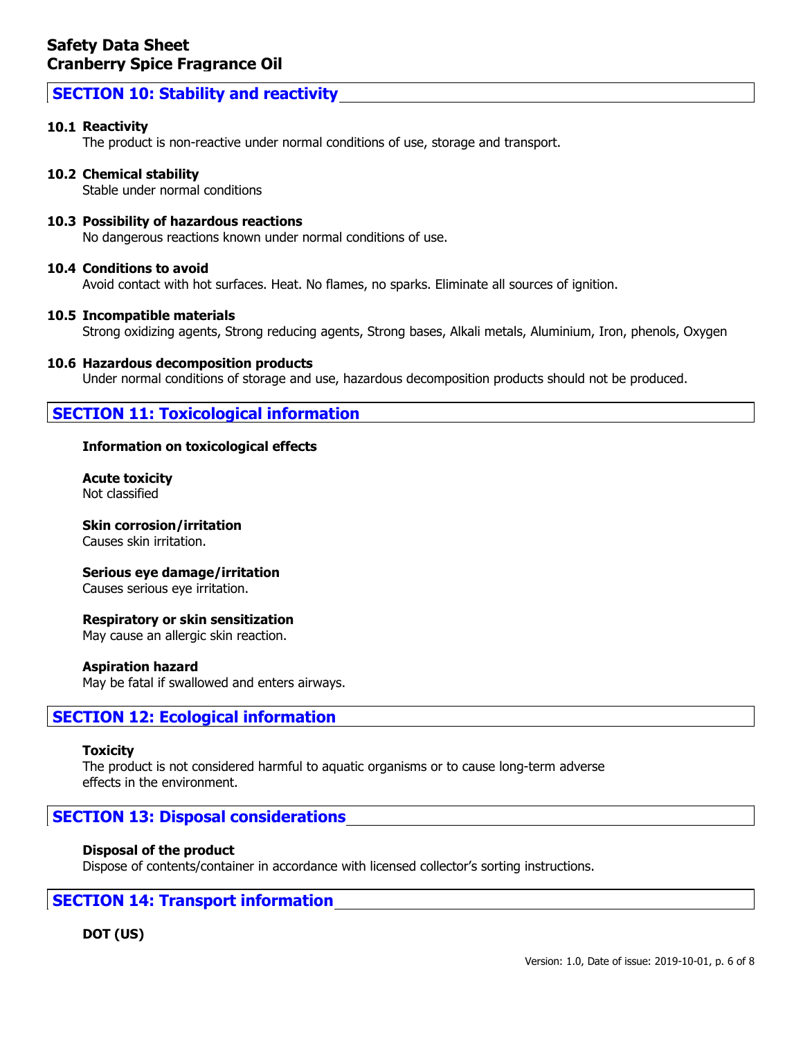## SECTION 10: Stability and reactivity

**10.1 Reactivity**

The product is non-reactive under normal conditions of use, storage and transport.

**10.2 Chemical stability**

Stable under normal conditions

**10.3 Possibility of hazardous reactions**

No dangerous reactions known under normal conditions of use.

**10.4 Conditions to avoid**

Avoid contact with hot surfaces. Heat. No flames, no sparks. Eliminate all sources of ignition.

**10.5 Incompatible materials**

Strong oxidizing agents, Strong reducing agents, Strong bases, Alkali metals, Aluminium, Iron, phenols, Oxygen

**10.6 Hazardous decomposition products**

Under normal conditions of storage and use, hazardous decomposition products should not be produced.

## SECTION 11: Toxicological information

**Information on toxicological effects**

**Acute toxicity**

Not classified

**Skin corrosion/irritation**

Causes skin irritation.

**Serious eye damage/irritation**

Causes serious eye irritation.

**Respiratory or skin sensitization**

May cause an allergic skin reaction.

**Aspiration hazard**

May be fatal if swallowed and enters airways.

## SECTION 12: Ecological information

**Toxicity**

The product is not considered harmful to aquatic organisms or to cause long-term adverse effects in the environment.

## SECTION 13: Disposal considerations

**Disposal of the product**

Dispose of contents/container in accordance with licensed collector's sorting instructions.

## SECTION 14: Transport information

**DOT (US)**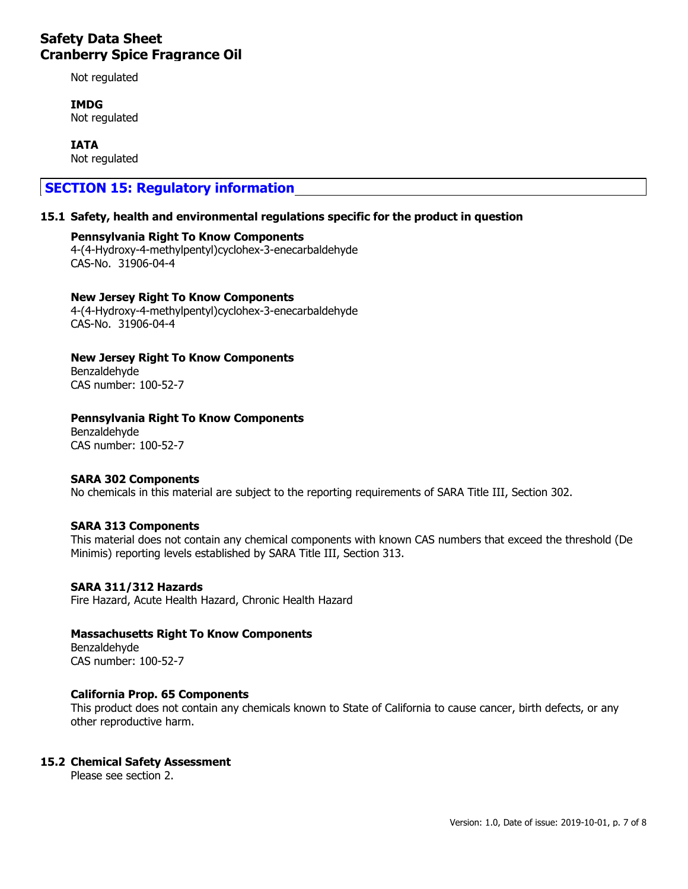Not regulated

**IMDG**
Not regulated

**IATA**
Not regulated

## SECTION 15: Regulatory information

### 15.1 Safety, health and environmental regulations specific for the product in question

**Pennsylvania Right To Know Components**
4-(4-Hydroxy-4-methylpentyl)cyclohex-3-enecarbaldehyde
CAS-No. 31906-04-4

**New Jersey Right To Know Components**
4-(4-Hydroxy-4-methylpentyl)cyclohex-3-enecarbaldehyde
CAS-No. 31906-04-4

**New Jersey Right To Know Components**
Benzaldehyde
CAS number: 100-52-7

**Pennsylvania Right To Know Components**
Benzaldehyde
CAS number: 100-52-7

**SARA 302 Components**
No chemicals in this material are subject to the reporting requirements of SARA Title III, Section 302.

**SARA 313 Components**
This material does not contain any chemical components with known CAS numbers that exceed the threshold (De Minimis) reporting levels established by SARA Title III, Section 313.

**SARA 311/312 Hazards**
Fire Hazard, Acute Health Hazard, Chronic Health Hazard

**Massachusetts Right To Know Components**
Benzaldehyde
CAS number: 100-52-7

**California Prop. 65 Components**
This product does not contain any chemicals known to State of California to cause cancer, birth defects, or any other reproductive harm.

### 15.2 Chemical Safety Assessment

Please see section 2.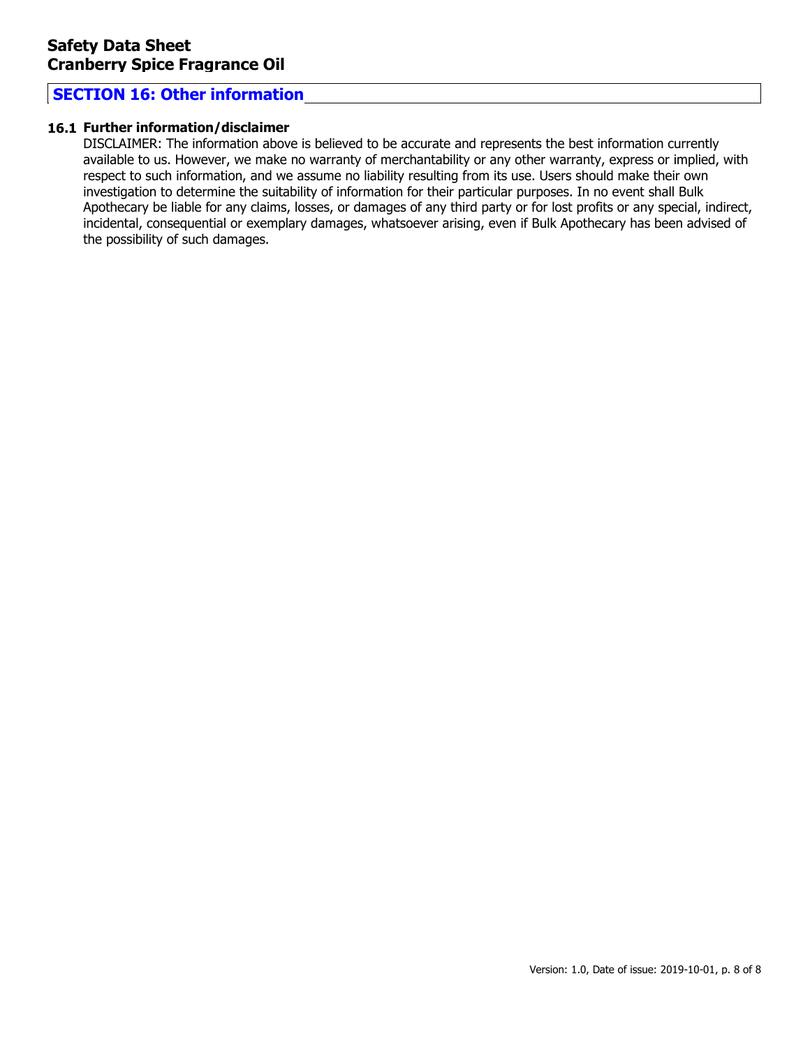## SECTION 16: Other information

### 16.1 Further information/disclaimer

DISCLAIMER: The information above is believed to be accurate and represents the best information currently available to us. However, we make no warranty of merchantability or any other warranty, express or implied, with respect to such information, and we assume no liability resulting from its use. Users should make their own investigation to determine the suitability of information for their particular purposes. In no event shall Bulk Apothecary be liable for any claims, losses, or damages of any third party or for lost profits or any special, indirect, incidental, consequential or exemplary damages, whatsoever arising, even if Bulk Apothecary has been advised of the possibility of such damages.